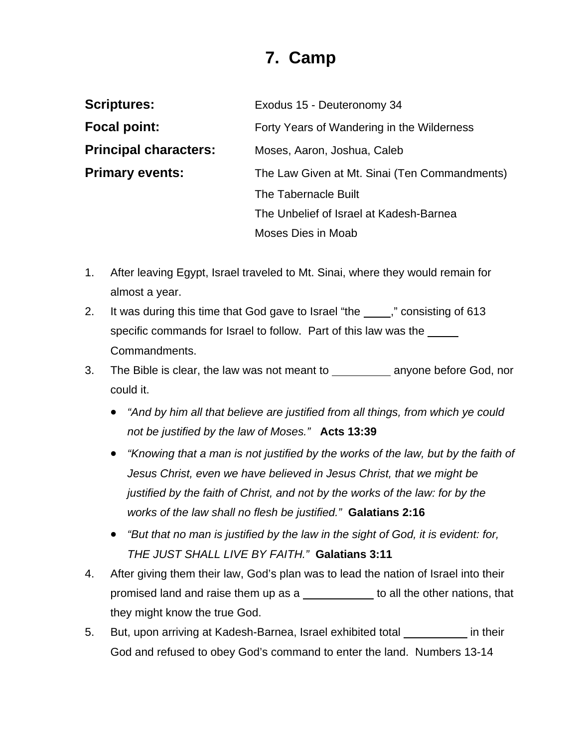# 7. Camp

| | |
|---|---|
| **Scriptures:** | Exodus 15 - Deuteronomy 34 |
| **Focal point:** | Forty Years of Wandering in the Wilderness |
| **Principal characters:** | Moses, Aaron, Joshua, Caleb |
| **Primary events:** | The Law Given at Mt. Sinai (Ten Commandments) |
| | The Tabernacle Built |
| | The Unbelief of Israel at Kadesh-Barnea |
| | Moses Dies in Moab |

1. After leaving Egypt, Israel traveled to Mt. Sinai, where they would remain for almost a year.
2. It was during this time that God gave to Israel "the ____," consisting of 613 specific commands for Israel to follow. Part of this law was the _____ Commandments.
3. The Bible is clear, the law was not meant to __________ anyone before God, nor could it.
   - *"And by him all that believe are justified from all things, from which ye could not be justified by the law of Moses."* **Acts 13:39**
   - *"Knowing that a man is not justified by the works of the law, but by the faith of Jesus Christ, even we have believed in Jesus Christ, that we might be justified by the faith of Christ, and not by the works of the law: for by the works of the law shall no flesh be justified."* **Galatians 2:16**
   - *"But that no man is justified by the law in the sight of God, it is evident: for, THE JUST SHALL LIVE BY FAITH."* **Galatians 3:11**
4. After giving them their law, God's plan was to lead the nation of Israel into their promised land and raise them up as a ___________ to all the other nations, that they might know the true God.
5. But, upon arriving at Kadesh-Barnea, Israel exhibited total __________ in their God and refused to obey God's command to enter the land. Numbers 13-14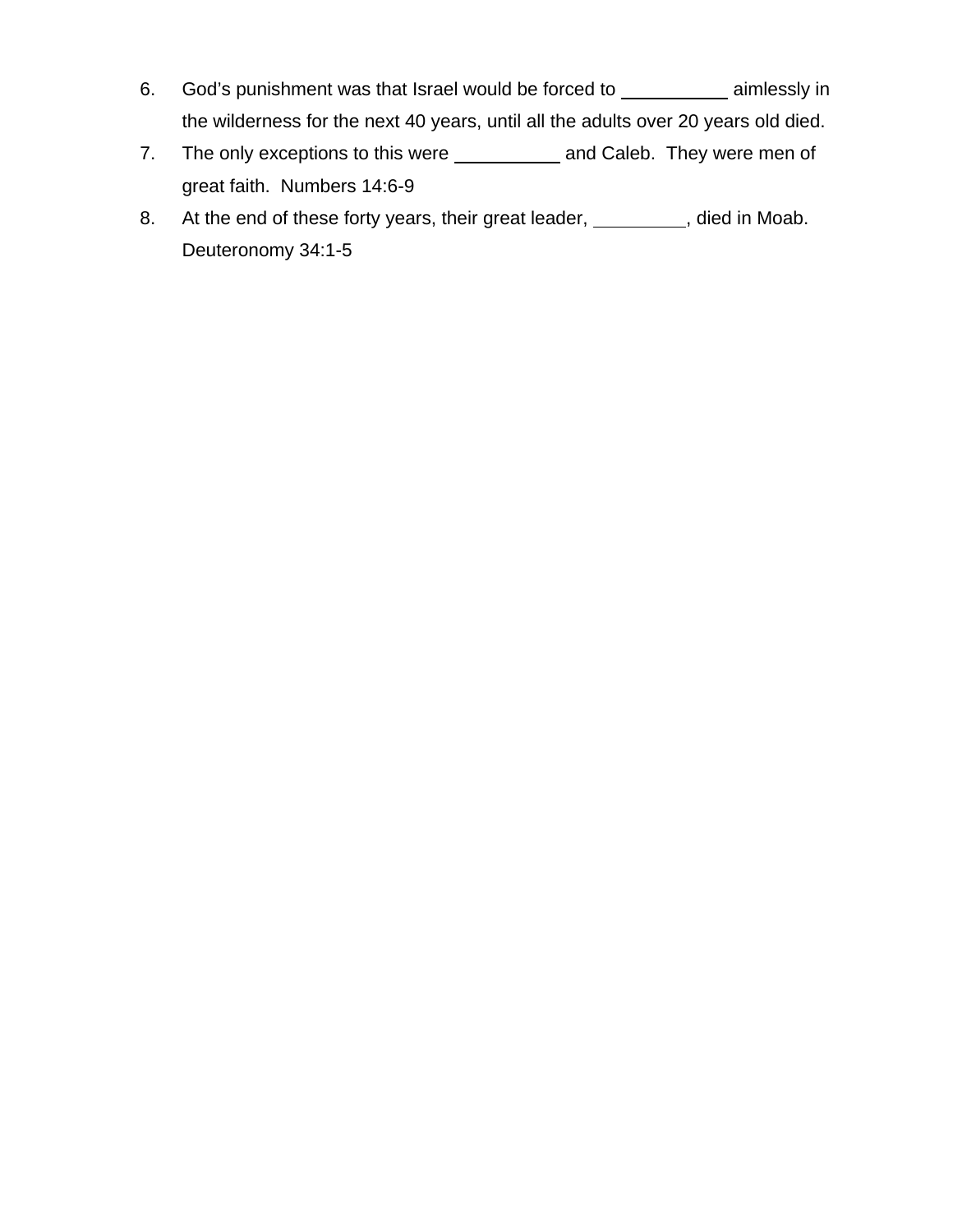6. God's punishment was that Israel would be forced to __________ aimlessly in the wilderness for the next 40 years, until all the adults over 20 years old died.
7. The only exceptions to this were __________ and Caleb. They were men of great faith. Numbers 14:6-9
8. At the end of these forty years, their great leader, _________, died in Moab. Deuteronomy 34:1-5